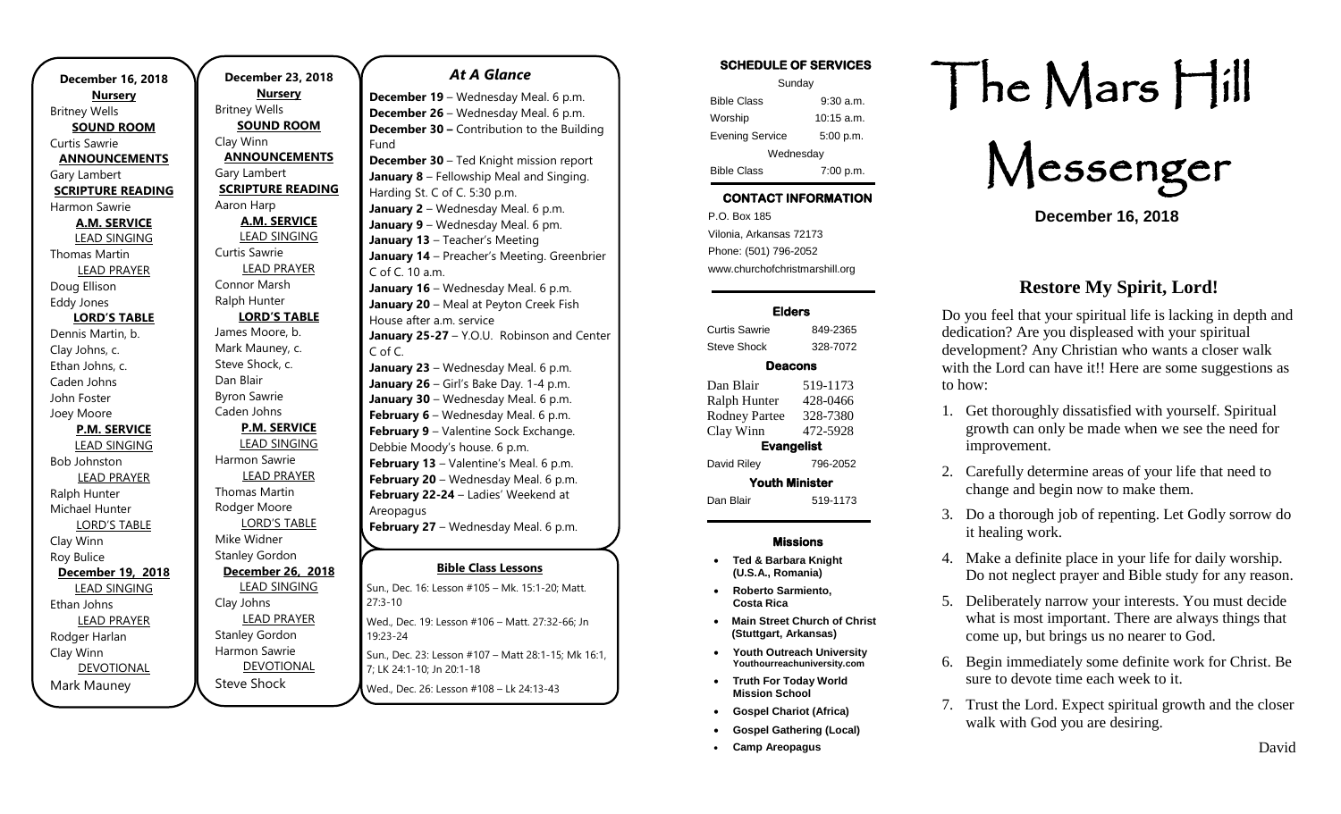**December 16, 2018**

**Nursery**
Britney Wells

**SOUND ROOM**
Curtis Sawrie

**ANNOUNCEMENTS**
Gary Lambert

**SCRIPTURE READING**
Harmon Sawrie

**A.M. SERVICE**

LEAD SINGING
Thomas Martin

LEAD PRAYER
Doug Ellison
Eddy Jones

**LORD'S TABLE**
Dennis Martin, b.
Clay Johns, c.
Ethan Johns, c.
Caden Johns
John Foster
Joey Moore

**P.M. SERVICE**

LEAD SINGING
Bob Johnston

LEAD PRAYER
Ralph Hunter
Michael Hunter

LORD'S TABLE
Clay Winn
Roy Bulice

**December 19, 2018**

LEAD SINGING
Ethan Johns

LEAD PRAYER
Rodger Harlan
Clay Winn

DEVOTIONAL
Mark Mauney

**December 23, 2018**

**Nursery**
Britney Wells

**SOUND ROOM**
Clay Winn

**ANNOUNCEMENTS**
Gary Lambert

**SCRIPTURE READING**
Aaron Harp

**A.M. SERVICE**

LEAD SINGING
Curtis Sawrie

LEAD PRAYER
Connor Marsh
Ralph Hunter

**LORD'S TABLE**
James Moore, b.
Mark Mauney, c.
Steve Shock, c.
Dan Blair
Byron Sawrie
Caden Johns

**P.M. SERVICE**

LEAD SINGING
Harmon Sawrie

LEAD PRAYER
Thomas Martin
Rodger Moore

LORD'S TABLE
Mike Widner
Stanley Gordon

**December 26, 2018**

LEAD SINGING
Clay Johns

LEAD PRAYER
Stanley Gordon
Harmon Sawrie

DEVOTIONAL
Steve Shock

## At A Glance

**December 19** – Wednesday Meal. 6 p.m.
**December 26** – Wednesday Meal. 6 p.m.
**December 30 –** Contribution to the Building Fund
**December 30** – Ted Knight mission report
**January 8** – Fellowship Meal and Singing. Harding St. C of C. 5:30 p.m.
**January 2** – Wednesday Meal. 6 p.m.
**January 9** – Wednesday Meal. 6 pm.
**January 13** – Teacher's Meeting
**January 14** – Preacher's Meeting. Greenbrier C of C. 10 a.m.
**January 16** – Wednesday Meal. 6 p.m.
**January 20** – Meal at Peyton Creek Fish House after a.m. service
**January 25-27** – Y.O.U. Robinson and Center C of C.
**January 23** – Wednesday Meal. 6 p.m.
**January 26** – Girl's Bake Day. 1-4 p.m.
**January 30** – Wednesday Meal. 6 p.m.
**February 6** – Wednesday Meal. 6 p.m.
**February 9** – Valentine Sock Exchange. Debbie Moody's house. 6 p.m.
**February 13** – Valentine's Meal. 6 p.m.
**February 20** – Wednesday Meal. 6 p.m.
**February 22-24** – Ladies' Weekend at Areopagus
**February 27** – Wednesday Meal. 6 p.m.

### Bible Class Lessons

Sun., Dec. 16: Lesson #105 – Mk. 15:1-20; Matt. 27:3-10

Wed., Dec. 19: Lesson #106 – Matt. 27:32-66; Jn 19:23-24

Sun., Dec. 23: Lesson #107 – Matt 28:1-15; Mk 16:1, 7; LK 24:1-10; Jn 20:1-18

Wed., Dec. 26: Lesson #108 – Lk 24:13-43

### SCHEDULE OF SERVICES

| Sunday | |
|---|---|
| Bible Class | 9:30 a.m. |
| Worship | 10:15 a.m. |
| Evening Service | 5:00 p.m. |
| Wednesday | |
| Bible Class | 7:00 p.m. |

### CONTACT INFORMATION

P.O. Box 185
Vilonia, Arkansas 72173
Phone: (501) 796-2052
www.churchofchristmarshill.org

### Elders

| | |
|---|---|
| Curtis Sawrie | 849-2365 |
| Steve Shock | 328-7072 |

### Deacons

| | |
|---|---|
| Dan Blair | 519-1173 |
| Ralph Hunter | 428-0466 |
| Rodney Partee | 328-7380 |
| Clay Winn | 472-5928 |

### Evangelist

| | |
|---|---|
| David Riley | 796-2052 |

### Youth Minister

| | |
|---|---|
| Dan Blair | 519-1173 |

### Missions

- **Ted & Barbara Knight (U.S.A., Romania)**
- **Roberto Sarmiento, Costa Rica**
- **Main Street Church of Christ (Stuttgart, Arkansas)**
- **Youth Outreach University Youthourreachuniversity.com**
- **Truth For Today World Mission School**
- **Gospel Chariot (Africa)**
- **Gospel Gathering (Local)**
- **Camp Areopagus**

# The Mars Hill Messenger

**December 16, 2018**

## Restore My Spirit, Lord!

Do you feel that your spiritual life is lacking in depth and dedication? Are you displeased with your spiritual development? Any Christian who wants a closer walk with the Lord can have it!! Here are some suggestions as to how:

1. Get thoroughly dissatisfied with yourself. Spiritual growth can only be made when we see the need for improvement.
2. Carefully determine areas of your life that need to change and begin now to make them.
3. Do a thorough job of repenting. Let Godly sorrow do it healing work.
4. Make a definite place in your life for daily worship. Do not neglect prayer and Bible study for any reason.
5. Deliberately narrow your interests. You must decide what is most important. There are always things that come up, but brings us no nearer to God.
6. Begin immediately some definite work for Christ. Be sure to devote time each week to it.
7. Trust the Lord. Expect spiritual growth and the closer walk with God you are desiring.

David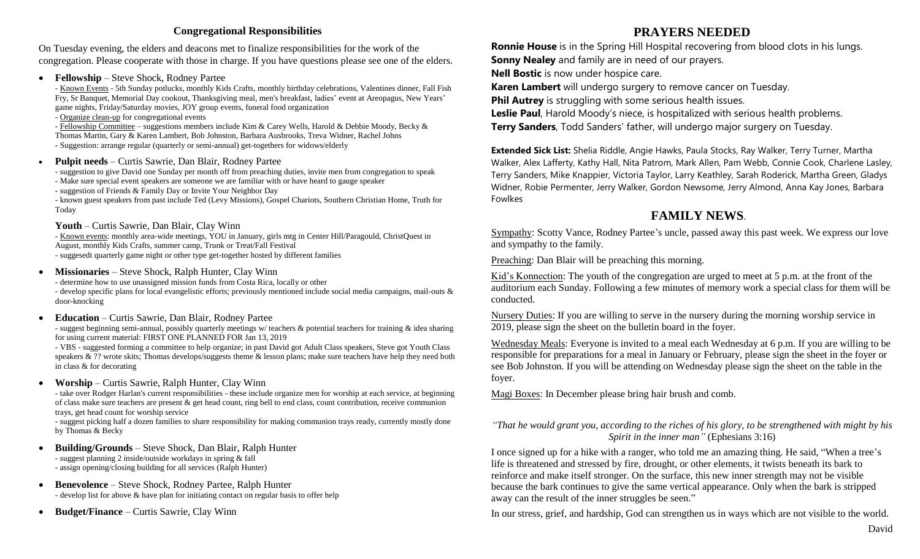## Congregational Responsibilities

On Tuesday evening, the elders and deacons met to finalize responsibilities for the work of the congregation. Please cooperate with those in charge. If you have questions please see one of the elders.

- **Fellowship** – Steve Shock, Rodney Partee
  - Known Events - 5th Sunday potlucks, monthly Kids Crafts, monthly birthday celebrations, Valentines dinner, Fall Fish Fry, Sr Banquet, Memorial Day cookout, Thanksgiving meal, men's breakfast, ladies' event at Areopagus, New Years' game nights, Friday/Saturday movies, JOY group events, funeral food organization
  - Organize clean-up for congregational events
  - Fellowship Committee – suggestions members include Kim & Carey Wells, Harold & Debbie Moody, Becky & Thomas Martin, Gary & Karen Lambert, Bob Johnston, Barbara Ausbrooks, Treva Widner, Rachel Johns
  - Suggestion: arrange regular (quarterly or semi-annual) get-togethers for widows/elderly

- **Pulpit needs** – Curtis Sawrie, Dan Blair, Rodney Partee
  - suggestion to give David one Sunday per month off from preaching duties, invite men from congregation to speak
  - Make sure special event speakers are someone we are familiar with or have heard to gauge speaker
  - suggestion of Friends & Family Day or Invite Your Neighbor Day
  - known guest speakers from past include Ted (Levy Missions), Gospel Chariots, Southern Christian Home, Truth for Today

  **Youth** – Curtis Sawrie, Dan Blair, Clay Winn
  - Known events: monthly area-wide meetings, YOU in January, girls mtg in Center Hill/Paragould, ChristQuest in August, monthly Kids Crafts, summer camp, Trunk or Treat/Fall Festival
  - suggesedt quarterly game night or other type get-together hosted by different families

- **Missionaries** – Steve Shock, Ralph Hunter, Clay Winn
  - determine how to use unassigned mission funds from Costa Rica, locally or other
  - develop specific plans for local evangelistic efforts; previously mentioned include social media campaigns, mail-outs & door-knocking

- **Education** – Curtis Sawrie, Dan Blair, Rodney Partee
  - suggest beginning semi-annual, possibly quarterly meetings w/ teachers & potential teachers for training & idea sharing for using current material: FIRST ONE PLANNED FOR Jan 13, 2019
  - VBS - suggested forming a committee to help organize; in past David got Adult Class speakers, Steve got Youth Class speakers & ?? wrote skits; Thomas develops/suggests theme & lesson plans; make sure teachers have help they need both in class & for decorating

- **Worship** – Curtis Sawrie, Ralph Hunter, Clay Winn
  - take over Rodger Harlan's current responsibilities - these include organize men for worship at each service, at beginning of class make sure teachers are present & get head count, ring bell to end class, count contribution, receive communion trays, get head count for worship service
  - suggest picking half a dozen families to share responsibility for making communion trays ready, currently mostly done by Thomas & Becky

- **Building/Grounds** – Steve Shock, Dan Blair, Ralph Hunter
  - suggest planning 2 inside/outside workdays in spring & fall
  - assign opening/closing building for all services (Ralph Hunter)

- **Benevolence** – Steve Shock, Rodney Partee, Ralph Hunter
  - develop list for above & have plan for initiating contact on regular basis to offer help

- **Budget/Finance** – Curtis Sawrie, Clay Winn

## PRAYERS NEEDED

**Ronnie House** is in the Spring Hill Hospital recovering from blood clots in his lungs.
**Sonny Nealey** and family are in need of our prayers.
**Nell Bostic** is now under hospice care.
**Karen Lambert** will undergo surgery to remove cancer on Tuesday.
**Phil Autrey** is struggling with some serious health issues.
**Leslie Paul**, Harold Moody's niece, is hospitalized with serious health problems.
**Terry Sanders**, Todd Sanders' father, will undergo major surgery on Tuesday.

**Extended Sick List:** Shelia Riddle, Angie Hawks, Paula Stocks, Ray Walker, Terry Turner, Martha Walker, Alex Lafferty, Kathy Hall, Nita Patrom, Mark Allen, Pam Webb, Connie Cook, Charlene Lasley, Terry Sanders, Mike Knappier, Victoria Taylor, Larry Keathley, Sarah Roderick, Martha Green, Gladys Widner, Robie Permenter, Jerry Walker, Gordon Newsome, Jerry Almond, Anna Kay Jones, Barbara Fowlkes

## FAMILY NEWS.

Sympathy: Scotty Vance, Rodney Partee's uncle, passed away this past week. We express our love and sympathy to the family.

Preaching: Dan Blair will be preaching this morning.

Kid's Konnection: The youth of the congregation are urged to meet at 5 p.m. at the front of the auditorium each Sunday. Following a few minutes of memory work a special class for them will be conducted.

Nursery Duties: If you are willing to serve in the nursery during the morning worship service in 2019, please sign the sheet on the bulletin board in the foyer.

Wednesday Meals: Everyone is invited to a meal each Wednesday at 6 p.m. If you are willing to be responsible for preparations for a meal in January or February, please sign the sheet in the foyer or see Bob Johnston. If you will be attending on Wednesday please sign the sheet on the table in the foyer.

Magi Boxes: In December please bring hair brush and comb.

*"That he would grant you, according to the riches of his glory, to be strengthened with might by his Spirit in the inner man"* (Ephesians 3:16)

I once signed up for a hike with a ranger, who told me an amazing thing. He said, "When a tree's life is threatened and stressed by fire, drought, or other elements, it twists beneath its bark to reinforce and make itself stronger. On the surface, this new inner strength may not be visible because the bark continues to give the same vertical appearance. Only when the bark is stripped away can the result of the inner struggles be seen."

In our stress, grief, and hardship, God can strengthen us in ways which are not visible to the world.

David